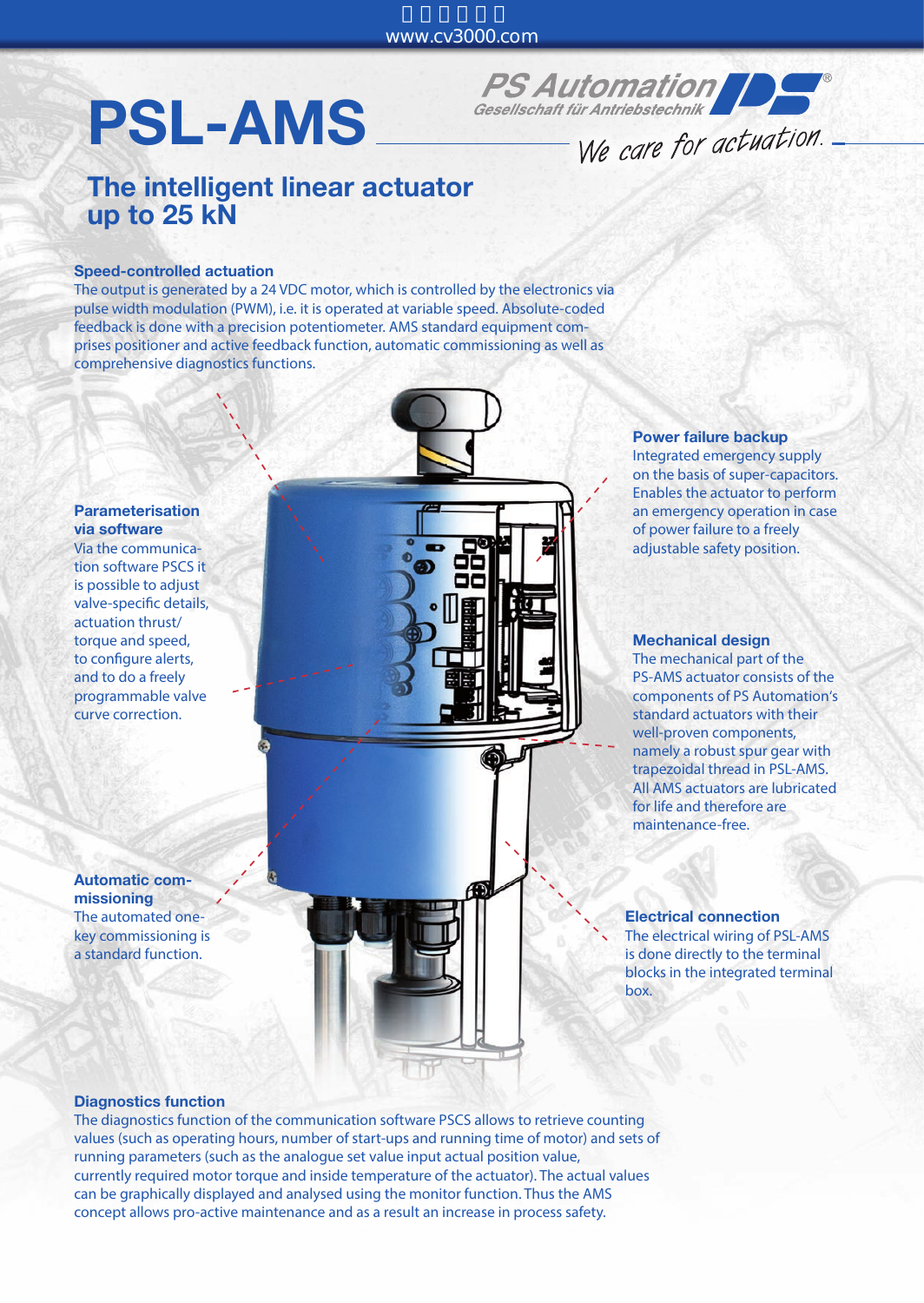# PSL-AMS

PS Automation
Gesellschaft für Antriebstechnik

We care for actuation.

## The intelligent linear actuator up to 25 kN

### Speed-controlled actuation

The output is generated by a 24 VDC motor, which is controlled by the electronics via pulse width modulation (PWM), i.e. it is operated at variable speed. Absolute-coded feedback is done with a precision potentiometer. AMS standard equipment comprises positioner and active feedback function, automatic commissioning as well as comprehensive diagnostics functions.

### Parameterisation via software

Via the communication software PSCS it is possible to adjust valve-specific details, actuation thrust/ torque and speed, to configure alerts, and to do a freely programmable valve curve correction.

### Automatic commissioning

The automated one-key commissioning is a standard function.

### Power failure backup

Integrated emergency supply on the basis of super-capacitors. Enables the actuator to perform an emergency operation in case of power failure to a freely adjustable safety position.

### Mechanical design

The mechanical part of the PS-AMS actuator consists of the components of PS Automation's standard actuators with their well-proven components, namely a robust spur gear with trapezoidal thread in PSL-AMS. All AMS actuators are lubricated for life and therefore are maintenance-free.

### Electrical connection

The electrical wiring of PSL-AMS is done directly to the terminal blocks in the integrated terminal box.

### Diagnostics function

The diagnostics function of the communication software PSCS allows to retrieve counting values (such as operating hours, number of start-ups and running time of motor) and sets of running parameters (such as the analogue set value input actual position value, currently required motor torque and inside temperature of the actuator). The actual values can be graphically displayed and analysed using the monitor function. Thus the AMS concept allows pro-active maintenance and as a result an increase in process safety.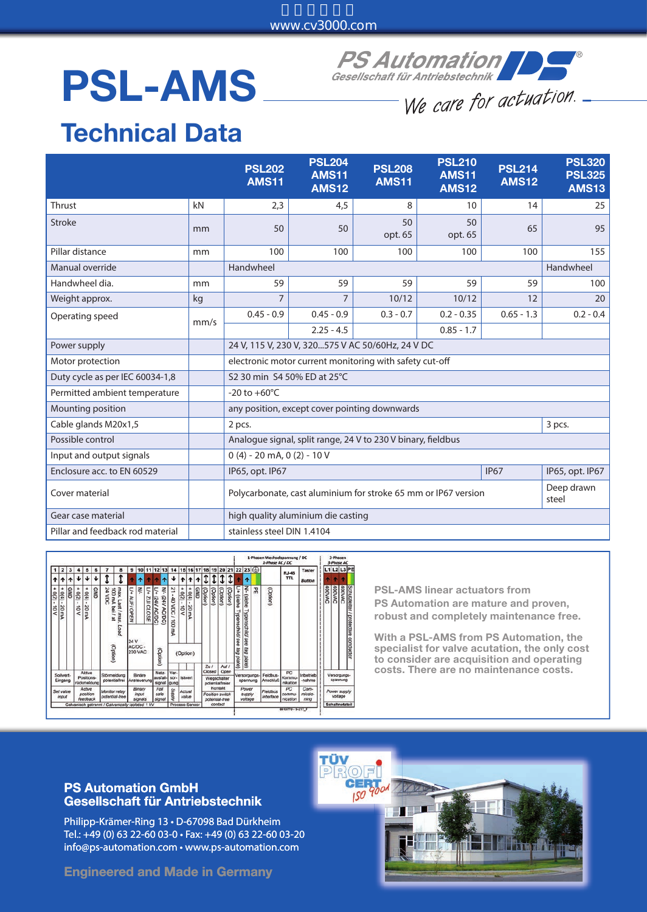# PSL-AMS

PS Automation
Gesellschaft für Antriebstechnik

We care for actuation.

## Technical Data

| | | PSL202 AMS11 | PSL204 AMS11 AMS12 | PSL208 AMS11 | PSL210 AMS11 AMS12 | PSL214 AMS12 | PSL320 PSL325 AMS13 |
|---|---|---|---|---|---|---|---|
| Thrust | kN | 2,3 | 4,5 | 8 | 10 | 14 | 25 |
| Stroke | mm | 50 | 50 | 50 opt. 65 | 50 opt. 65 | 65 | 95 |
| Pillar distance | mm | 100 | 100 | 100 | 100 | 100 | 155 |
| Manual override | | Handwheel | | | | | Handwheel |
| Handwheel dia. | mm | 59 | 59 | 59 | 59 | 59 | 100 |
| Weight approx. | kg | 7 | 7 | 10/12 | 10/12 | 12 | 20 |
| Operating speed | mm/s | 0.45 - 0.9 | 0.45 - 0.9 | 0.3 - 0.7 | 0.2 - 0.35 | 0.65 - 1.3 | 0.2 - 0.4 |
| | | | 2.25 - 4.5 | | 0.85 - 1.7 | | |
| Power supply | | 24 V, 115 V, 230 V, 320...575 V AC 50/60Hz, 24 V DC | | | | | |
| Motor protection | | electronic motor current monitoring with safety cut-off | | | | | |
| Duty cycle as per IEC 60034-1,8 | | S2 30 min S4 50% ED at 25°C | | | | | |
| Permitted ambient temperature | | -20 to +60°C | | | | | |
| Mounting position | | any position, except cover pointing downwards | | | | | |
| Cable glands M20x1,5 | | 2 pcs. | | | | | 3 pcs. |
| Possible control | | Analogue signal, split range, 24 V to 230 V binary, fieldbus | | | | | |
| Input and output signals | | 0 (4) - 20 mA, 0 (2) - 10 V | | | | | |
| Enclosure acc. to EN 60529 | | IP65, opt. IP67 | | | | IP67 | IP65, opt. IP67 |
| Cover material | | Polycarbonate, cast aluminium for stroke 65 mm or IP67 version | | | | | Deep drawn steel |
| Gear case material | | high quality aluminium die casting | | | | | |
| Pillar and feedback rod material | | stainless steel DIN 1.4104 | | | | | |

PSL-AMS linear actuators from PS Automation are mature and proven, robust and completely maintenance free.

With a PSL-AMS from PS Automation, the specialist for valve acutation, the only cost to consider are acquisition and operating costs. There are no maintenance costs.

**PS Automation GmbH**
**Gesellschaft für Antriebstechnik**

Philipp-Krämer-Ring 13 • D-67098 Bad Dürkheim
Tel.: +49 (0) 63 22-60 03-0 • Fax: +49 (0) 63 22-60 03-20
info@ps-automation.com • www.ps-automation.com

**Engineered and Made in Germany**